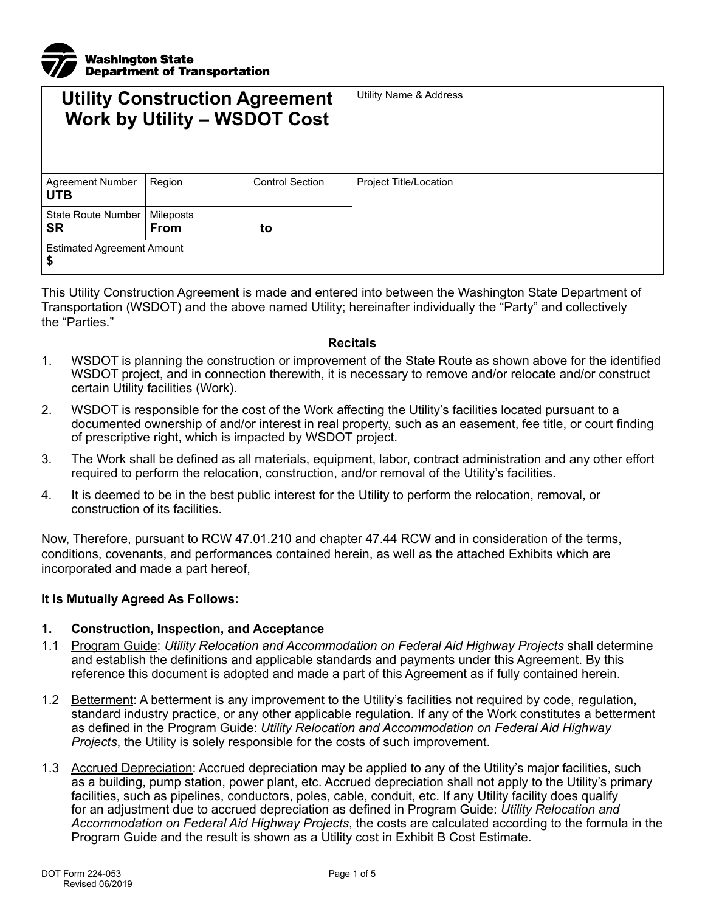Washington State Department of Transportation

| Utility Construction Agreement<br>Work by Utility – WSDOT Cost | | | Utility Name & Address |
|---|---|---|---|
| Agreement Number<br>**UTB** | Region | Control Section | Project Title/Location |
| State Route Number<br>**SR** | Mileposts<br>**From** **to** | | |
| Estimated Agreement Amount<br>**$** ______________________ | | | |

This Utility Construction Agreement is made and entered into between the Washington State Department of Transportation (WSDOT) and the above named Utility; hereinafter individually the "Party" and collectively the "Parties."

**Recitals**

1. WSDOT is planning the construction or improvement of the State Route as shown above for the identified WSDOT project, and in connection therewith, it is necessary to remove and/or relocate and/or construct certain Utility facilities (Work).
2. WSDOT is responsible for the cost of the Work affecting the Utility's facilities located pursuant to a documented ownership of and/or interest in real property, such as an easement, fee title, or court finding of prescriptive right, which is impacted by WSDOT project.
3. The Work shall be defined as all materials, equipment, labor, contract administration and any other effort required to perform the relocation, construction, and/or removal of the Utility's facilities.
4. It is deemed to be in the best public interest for the Utility to perform the relocation, removal, or construction of its facilities.

Now, Therefore, pursuant to RCW 47.01.210 and chapter 47.44 RCW and in consideration of the terms, conditions, covenants, and performances contained herein, as well as the attached Exhibits which are incorporated and made a part hereof,

**It Is Mutually Agreed As Follows:**

**1. Construction, Inspection, and Acceptance**

1.1 Program Guide: *Utility Relocation and Accommodation on Federal Aid Highway Projects* shall determine and establish the definitions and applicable standards and payments under this Agreement. By this reference this document is adopted and made a part of this Agreement as if fully contained herein.

1.2 Betterment: A betterment is any improvement to the Utility's facilities not required by code, regulation, standard industry practice, or any other applicable regulation. If any of the Work constitutes a betterment as defined in the Program Guide: *Utility Relocation and Accommodation on Federal Aid Highway Projects*, the Utility is solely responsible for the costs of such improvement.

1.3 Accrued Depreciation: Accrued depreciation may be applied to any of the Utility's major facilities, such as a building, pump station, power plant, etc. Accrued depreciation shall not apply to the Utility's primary facilities, such as pipelines, conductors, poles, cable, conduit, etc. If any Utility facility does qualify for an adjustment due to accrued depreciation as defined in Program Guide: *Utility Relocation and Accommodation on Federal Aid Highway Projects*, the costs are calculated according to the formula in the Program Guide and the result is shown as a Utility cost in Exhibit B Cost Estimate.

DOT Form 224-053
Revised 06/2019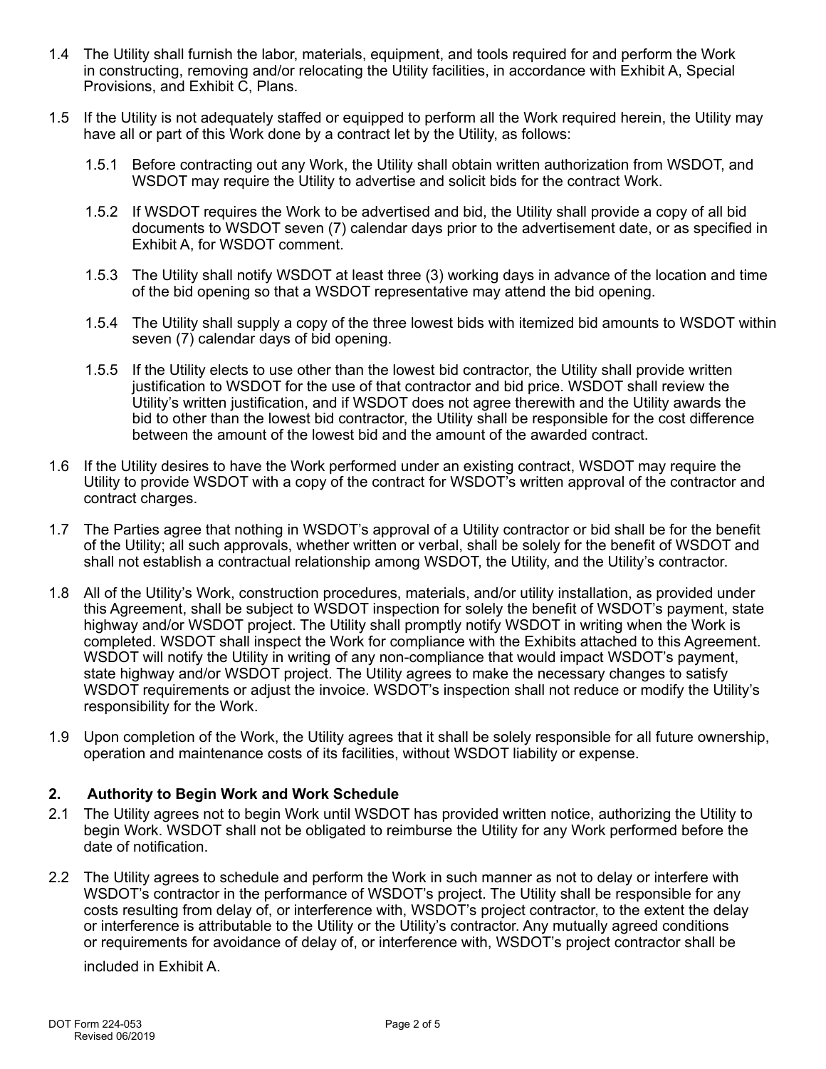1.4 The Utility shall furnish the labor, materials, equipment, and tools required for and perform the Work in constructing, removing and/or relocating the Utility facilities, in accordance with Exhibit A, Special Provisions, and Exhibit C, Plans.

1.5 If the Utility is not adequately staffed or equipped to perform all the Work required herein, the Utility may have all or part of this Work done by a contract let by the Utility, as follows:

1.5.1 Before contracting out any Work, the Utility shall obtain written authorization from WSDOT, and WSDOT may require the Utility to advertise and solicit bids for the contract Work.

1.5.2 If WSDOT requires the Work to be advertised and bid, the Utility shall provide a copy of all bid documents to WSDOT seven (7) calendar days prior to the advertisement date, or as specified in Exhibit A, for WSDOT comment.

1.5.3 The Utility shall notify WSDOT at least three (3) working days in advance of the location and time of the bid opening so that a WSDOT representative may attend the bid opening.

1.5.4 The Utility shall supply a copy of the three lowest bids with itemized bid amounts to WSDOT within seven (7) calendar days of bid opening.

1.5.5 If the Utility elects to use other than the lowest bid contractor, the Utility shall provide written justification to WSDOT for the use of that contractor and bid price. WSDOT shall review the Utility's written justification, and if WSDOT does not agree therewith and the Utility awards the bid to other than the lowest bid contractor, the Utility shall be responsible for the cost difference between the amount of the lowest bid and the amount of the awarded contract.

1.6 If the Utility desires to have the Work performed under an existing contract, WSDOT may require the Utility to provide WSDOT with a copy of the contract for WSDOT's written approval of the contractor and contract charges.

1.7 The Parties agree that nothing in WSDOT's approval of a Utility contractor or bid shall be for the benefit of the Utility; all such approvals, whether written or verbal, shall be solely for the benefit of WSDOT and shall not establish a contractual relationship among WSDOT, the Utility, and the Utility's contractor.

1.8 All of the Utility's Work, construction procedures, materials, and/or utility installation, as provided under this Agreement, shall be subject to WSDOT inspection for solely the benefit of WSDOT's payment, state highway and/or WSDOT project. The Utility shall promptly notify WSDOT in writing when the Work is completed. WSDOT shall inspect the Work for compliance with the Exhibits attached to this Agreement. WSDOT will notify the Utility in writing of any non-compliance that would impact WSDOT's payment, state highway and/or WSDOT project. The Utility agrees to make the necessary changes to satisfy WSDOT requirements or adjust the invoice. WSDOT's inspection shall not reduce or modify the Utility's responsibility for the Work.

1.9 Upon completion of the Work, the Utility agrees that it shall be solely responsible for all future ownership, operation and maintenance costs of its facilities, without WSDOT liability or expense.

## 2. Authority to Begin Work and Work Schedule

2.1 The Utility agrees not to begin Work until WSDOT has provided written notice, authorizing the Utility to begin Work. WSDOT shall not be obligated to reimburse the Utility for any Work performed before the date of notification.

2.2 The Utility agrees to schedule and perform the Work in such manner as not to delay or interfere with WSDOT's contractor in the performance of WSDOT's project. The Utility shall be responsible for any costs resulting from delay of, or interference with, WSDOT's project contractor, to the extent the delay or interference is attributable to the Utility or the Utility's contractor. Any mutually agreed conditions or requirements for avoidance of delay of, or interference with, WSDOT's project contractor shall be included in Exhibit A.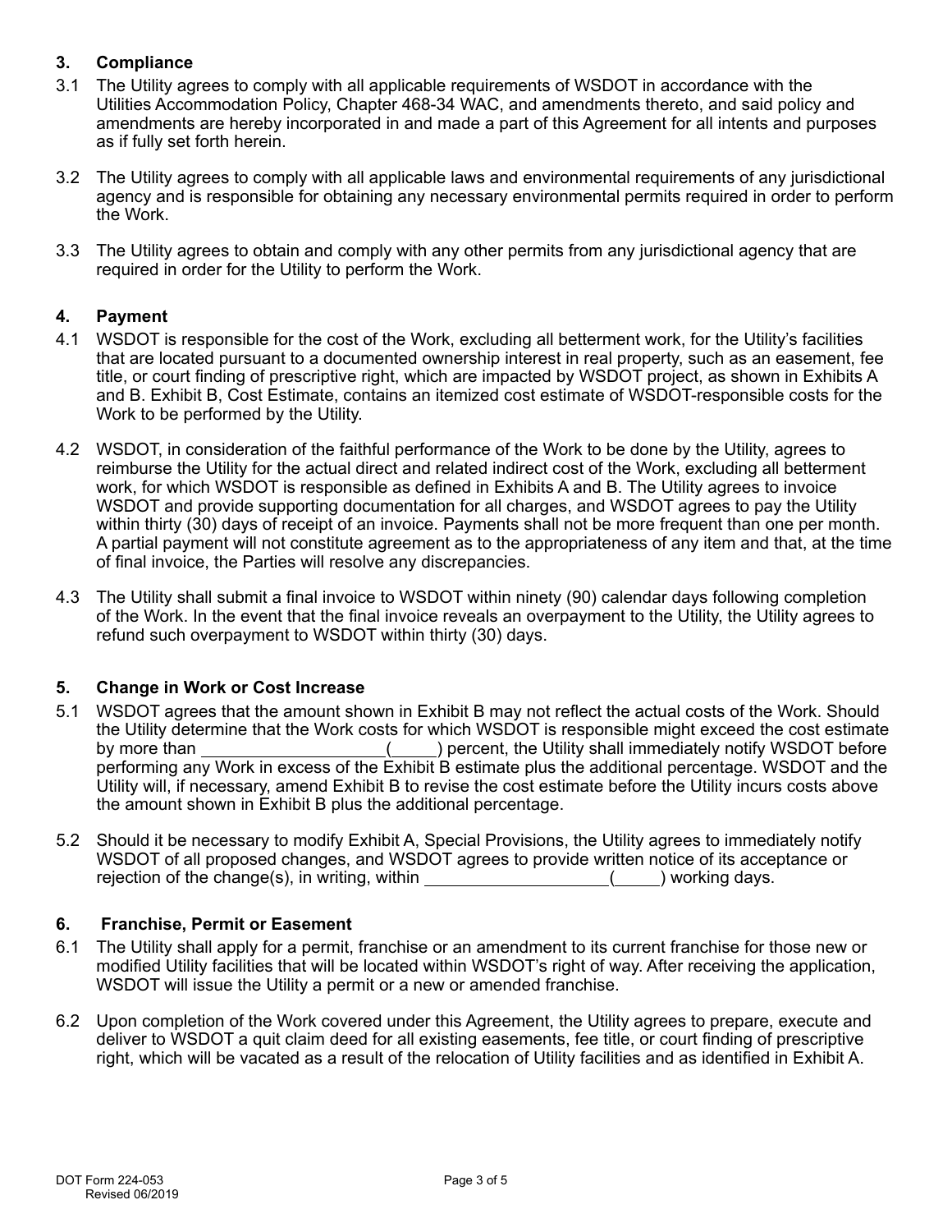## 3. Compliance

3.1 The Utility agrees to comply with all applicable requirements of WSDOT in accordance with the Utilities Accommodation Policy, Chapter 468-34 WAC, and amendments thereto, and said policy and amendments are hereby incorporated in and made a part of this Agreement for all intents and purposes as if fully set forth herein.

3.2 The Utility agrees to comply with all applicable laws and environmental requirements of any jurisdictional agency and is responsible for obtaining any necessary environmental permits required in order to perform the Work.

3.3 The Utility agrees to obtain and comply with any other permits from any jurisdictional agency that are required in order for the Utility to perform the Work.

## 4. Payment

4.1 WSDOT is responsible for the cost of the Work, excluding all betterment work, for the Utility's facilities that are located pursuant to a documented ownership interest in real property, such as an easement, fee title, or court finding of prescriptive right, which are impacted by WSDOT project, as shown in Exhibits A and B. Exhibit B, Cost Estimate, contains an itemized cost estimate of WSDOT-responsible costs for the Work to be performed by the Utility.

4.2 WSDOT, in consideration of the faithful performance of the Work to be done by the Utility, agrees to reimburse the Utility for the actual direct and related indirect cost of the Work, excluding all betterment work, for which WSDOT is responsible as defined in Exhibits A and B. The Utility agrees to invoice WSDOT and provide supporting documentation for all charges, and WSDOT agrees to pay the Utility within thirty (30) days of receipt of an invoice. Payments shall not be more frequent than one per month. A partial payment will not constitute agreement as to the appropriateness of any item and that, at the time of final invoice, the Parties will resolve any discrepancies.

4.3 The Utility shall submit a final invoice to WSDOT within ninety (90) calendar days following completion of the Work. In the event that the final invoice reveals an overpayment to the Utility, the Utility agrees to refund such overpayment to WSDOT within thirty (30) days.

## 5. Change in Work or Cost Increase

5.1 WSDOT agrees that the amount shown in Exhibit B may not reflect the actual costs of the Work. Should the Utility determine that the Work costs for which WSDOT is responsible might exceed the cost estimate by more than ____________________(_____) percent, the Utility shall immediately notify WSDOT before performing any Work in excess of the Exhibit B estimate plus the additional percentage. WSDOT and the Utility will, if necessary, amend Exhibit B to revise the cost estimate before the Utility incurs costs above the amount shown in Exhibit B plus the additional percentage.

5.2 Should it be necessary to modify Exhibit A, Special Provisions, the Utility agrees to immediately notify WSDOT of all proposed changes, and WSDOT agrees to provide written notice of its acceptance or rejection of the change(s), in writing, within ____________________(_____) working days.

## 6. Franchise, Permit or Easement

6.1 The Utility shall apply for a permit, franchise or an amendment to its current franchise for those new or modified Utility facilities that will be located within WSDOT's right of way. After receiving the application, WSDOT will issue the Utility a permit or a new or amended franchise.

6.2 Upon completion of the Work covered under this Agreement, the Utility agrees to prepare, execute and deliver to WSDOT a quit claim deed for all existing easements, fee title, or court finding of prescriptive right, which will be vacated as a result of the relocation of Utility facilities and as identified in Exhibit A.

DOT Form 224-053
Revised 06/2019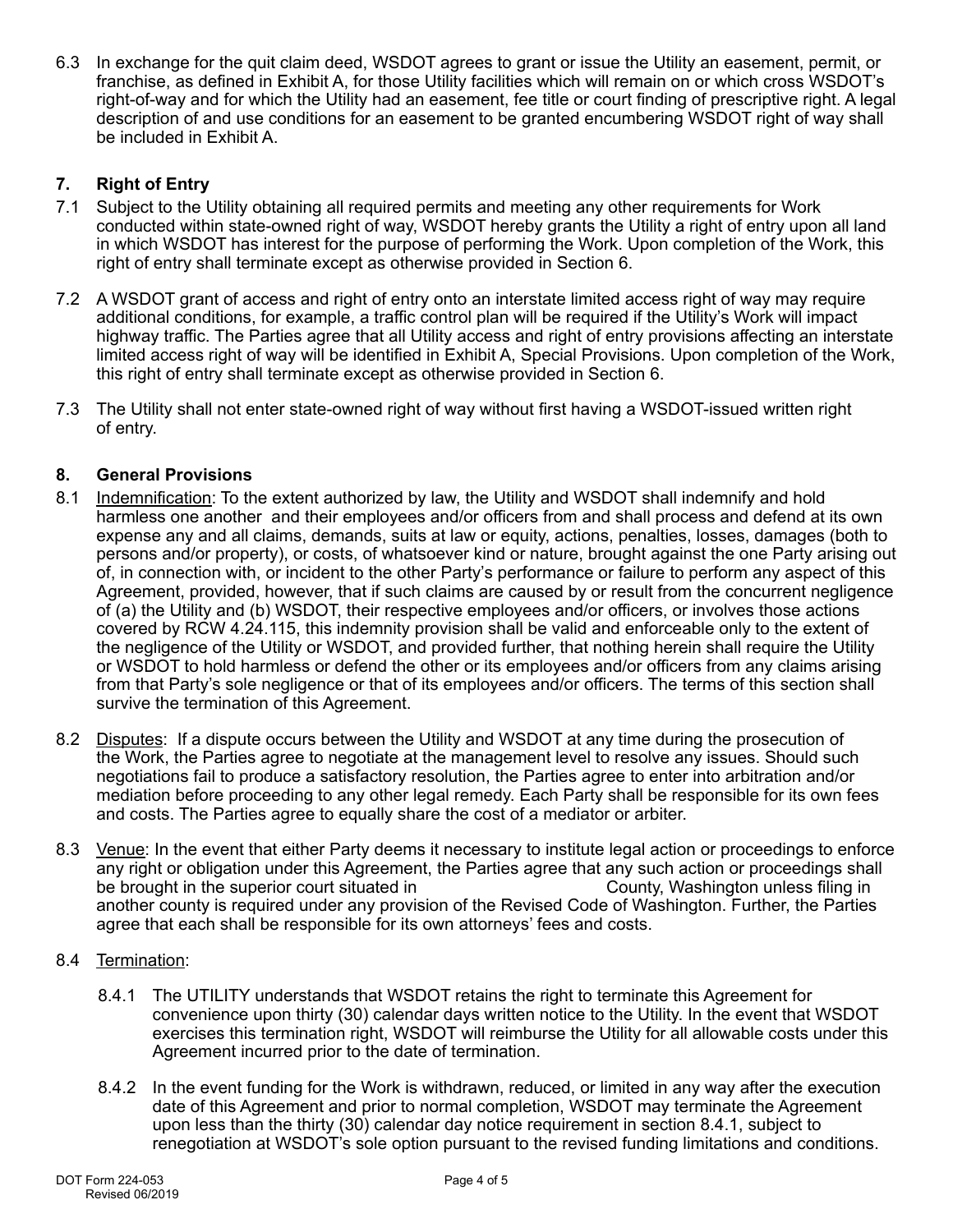6.3 In exchange for the quit claim deed, WSDOT agrees to grant or issue the Utility an easement, permit, or franchise, as defined in Exhibit A, for those Utility facilities which will remain on or which cross WSDOT's right-of-way and for which the Utility had an easement, fee title or court finding of prescriptive right. A legal description of and use conditions for an easement to be granted encumbering WSDOT right of way shall be included in Exhibit A.

## 7. Right of Entry

7.1 Subject to the Utility obtaining all required permits and meeting any other requirements for Work conducted within state-owned right of way, WSDOT hereby grants the Utility a right of entry upon all land in which WSDOT has interest for the purpose of performing the Work. Upon completion of the Work, this right of entry shall terminate except as otherwise provided in Section 6.

7.2 A WSDOT grant of access and right of entry onto an interstate limited access right of way may require additional conditions, for example, a traffic control plan will be required if the Utility's Work will impact highway traffic. The Parties agree that all Utility access and right of entry provisions affecting an interstate limited access right of way will be identified in Exhibit A, Special Provisions. Upon completion of the Work, this right of entry shall terminate except as otherwise provided in Section 6.

7.3 The Utility shall not enter state-owned right of way without first having a WSDOT-issued written right of entry.

## 8. General Provisions

8.1 Indemnification: To the extent authorized by law, the Utility and WSDOT shall indemnify and hold harmless one another and their employees and/or officers from and shall process and defend at its own expense any and all claims, demands, suits at law or equity, actions, penalties, losses, damages (both to persons and/or property), or costs, of whatsoever kind or nature, brought against the one Party arising out of, in connection with, or incident to the other Party's performance or failure to perform any aspect of this Agreement, provided, however, that if such claims are caused by or result from the concurrent negligence of (a) the Utility and (b) WSDOT, their respective employees and/or officers, or involves those actions covered by RCW 4.24.115, this indemnity provision shall be valid and enforceable only to the extent of the negligence of the Utility or WSDOT, and provided further, that nothing herein shall require the Utility or WSDOT to hold harmless or defend the other or its employees and/or officers from any claims arising from that Party's sole negligence or that of its employees and/or officers. The terms of this section shall survive the termination of this Agreement.

8.2 Disputes: If a dispute occurs between the Utility and WSDOT at any time during the prosecution of the Work, the Parties agree to negotiate at the management level to resolve any issues. Should such negotiations fail to produce a satisfactory resolution, the Parties agree to enter into arbitration and/or mediation before proceeding to any other legal remedy. Each Party shall be responsible for its own fees and costs. The Parties agree to equally share the cost of a mediator or arbiter.

8.3 Venue: In the event that either Party deems it necessary to institute legal action or proceedings to enforce any right or obligation under this Agreement, the Parties agree that any such action or proceedings shall be brought in the superior court situated in ______________ County, Washington unless filing in another county is required under any provision of the Revised Code of Washington. Further, the Parties agree that each shall be responsible for its own attorneys' fees and costs.

8.4 Termination:

8.4.1 The UTILITY understands that WSDOT retains the right to terminate this Agreement for convenience upon thirty (30) calendar days written notice to the Utility. In the event that WSDOT exercises this termination right, WSDOT will reimburse the Utility for all allowable costs under this Agreement incurred prior to the date of termination.

8.4.2 In the event funding for the Work is withdrawn, reduced, or limited in any way after the execution date of this Agreement and prior to normal completion, WSDOT may terminate the Agreement upon less than the thirty (30) calendar day notice requirement in section 8.4.1, subject to renegotiation at WSDOT's sole option pursuant to the revised funding limitations and conditions.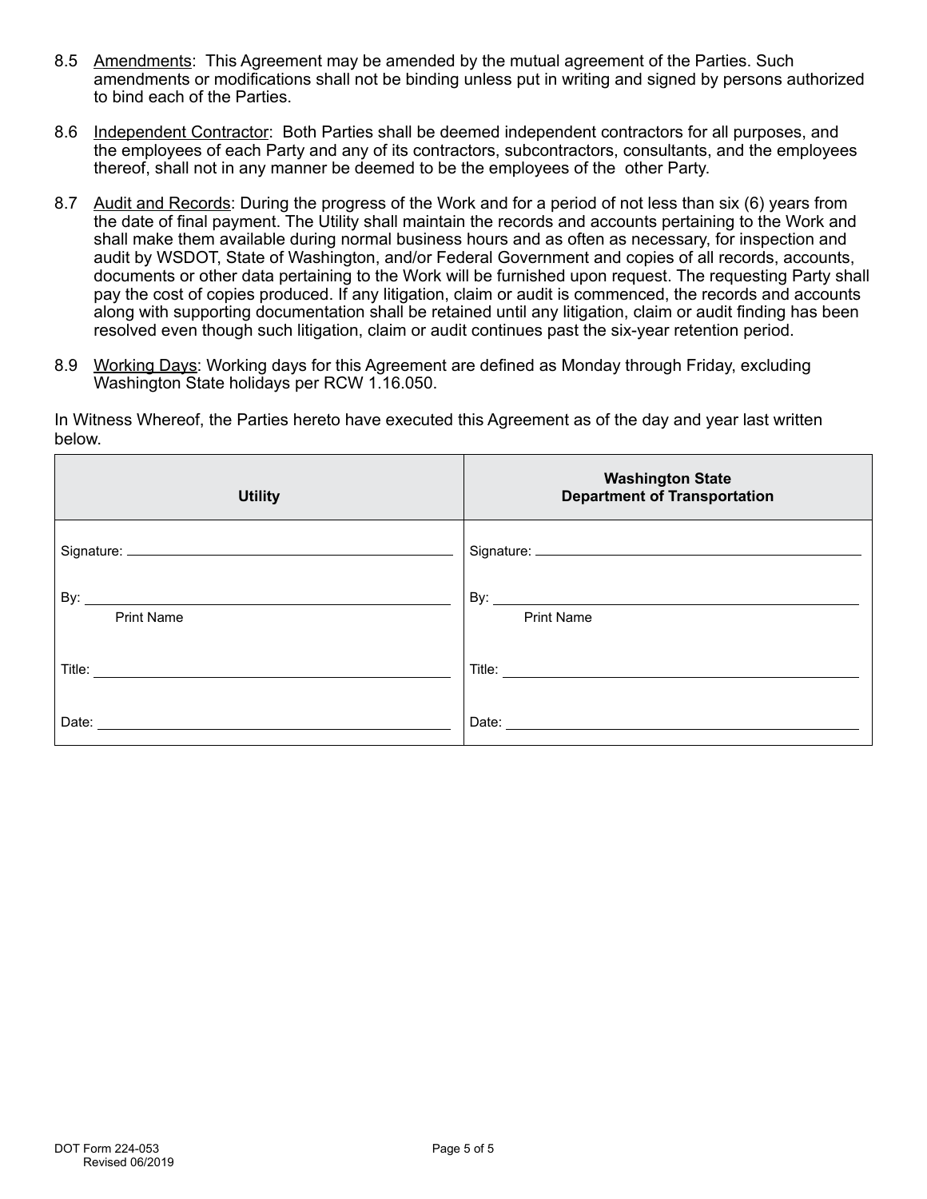8.5 <u>Amendments</u>: This Agreement may be amended by the mutual agreement of the Parties. Such amendments or modifications shall not be binding unless put in writing and signed by persons authorized to bind each of the Parties.

8.6 <u>Independent Contractor</u>: Both Parties shall be deemed independent contractors for all purposes, and the employees of each Party and any of its contractors, subcontractors, consultants, and the employees thereof, shall not in any manner be deemed to be the employees of the other Party.

8.7 <u>Audit and Records</u>: During the progress of the Work and for a period of not less than six (6) years from the date of final payment. The Utility shall maintain the records and accounts pertaining to the Work and shall make them available during normal business hours and as often as necessary, for inspection and audit by WSDOT, State of Washington, and/or Federal Government and copies of all records, accounts, documents or other data pertaining to the Work will be furnished upon request. The requesting Party shall pay the cost of copies produced. If any litigation, claim or audit is commenced, the records and accounts along with supporting documentation shall be retained until any litigation, claim or audit finding has been resolved even though such litigation, claim or audit continues past the six-year retention period.

8.9 <u>Working Days</u>: Working days for this Agreement are defined as Monday through Friday, excluding Washington State holidays per RCW 1.16.050.

In Witness Whereof, the Parties hereto have executed this Agreement as of the day and year last written below.

| **Utility** | **Washington State Department of Transportation** |
|---|---|
| Signature: ______________________ | Signature: ______________________ |
| By: ______________________ Print Name | By: ______________________ Print Name |
| Title: ______________________ | Title: ______________________ |
| Date: ______________________ | Date: ______________________ |

DOT Form 224-053
Revised 06/2019